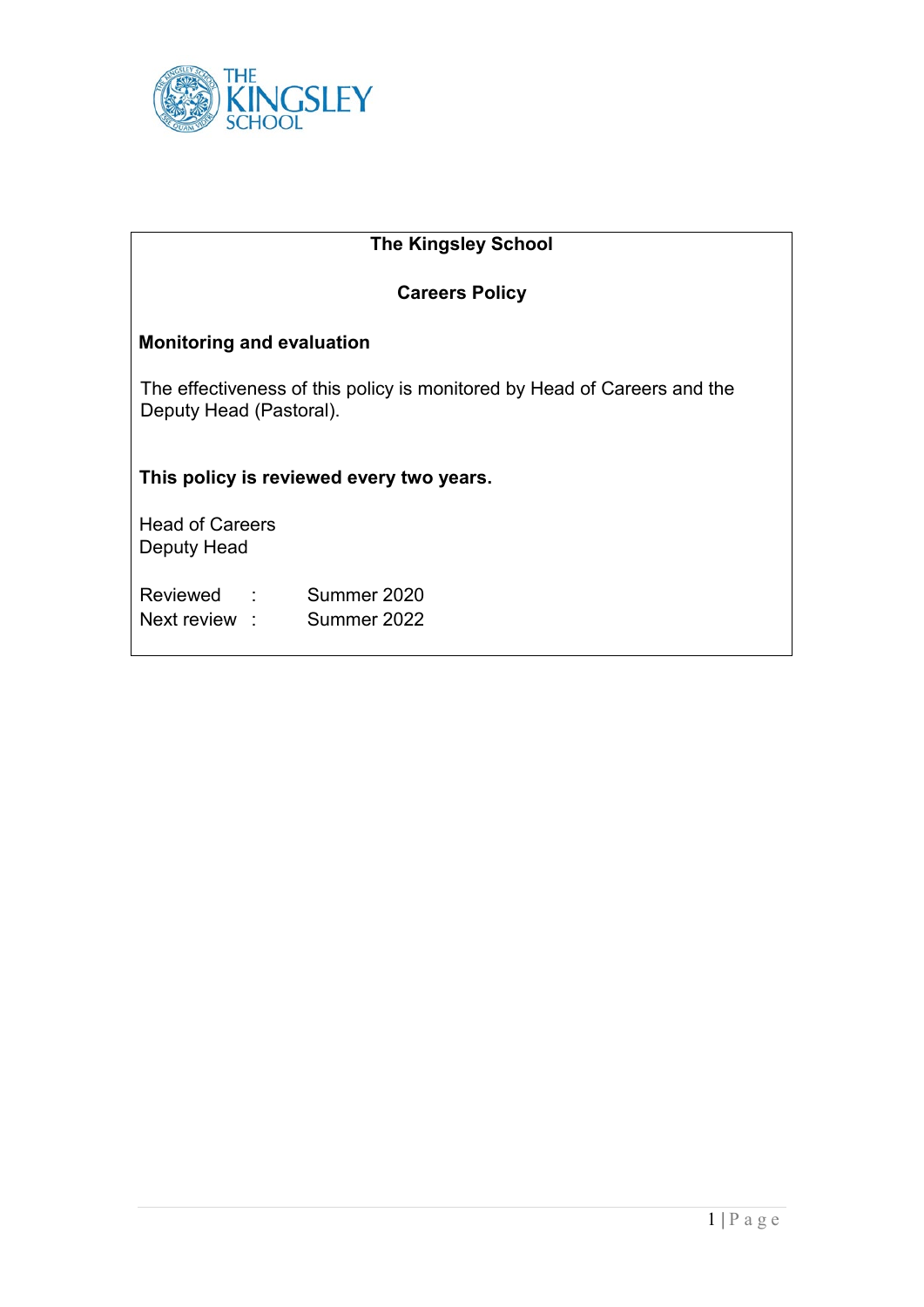# The Kingsley School

## Careers Policy

### Monitoring and evaluation

The effectiveness of this policy is monitored by Head of Careers and the Deputy Head (Pastoral).

**This policy is reviewed every two years.**

Head of Careers
Deputy Head

Reviewed : Summer 2020
Next review : Summer 2022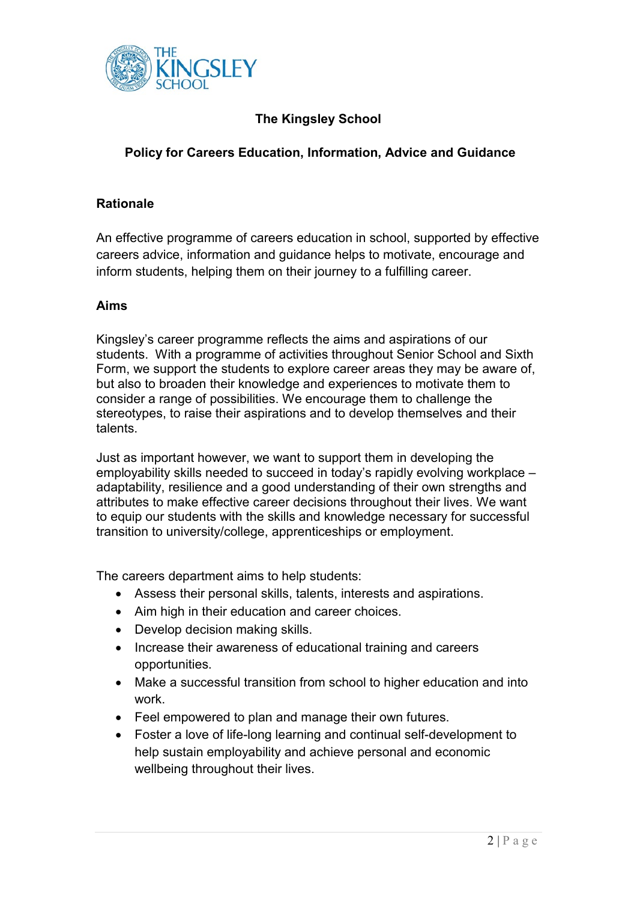# The Kingsley School

## Policy for Careers Education, Information, Advice and Guidance

### Rationale

An effective programme of careers education in school, supported by effective careers advice, information and guidance helps to motivate, encourage and inform students, helping them on their journey to a fulfilling career.

### Aims

Kingsley's career programme reflects the aims and aspirations of our students. With a programme of activities throughout Senior School and Sixth Form, we support the students to explore career areas they may be aware of, but also to broaden their knowledge and experiences to motivate them to consider a range of possibilities. We encourage them to challenge the stereotypes, to raise their aspirations and to develop themselves and their talents.

Just as important however, we want to support them in developing the employability skills needed to succeed in today's rapidly evolving workplace – adaptability, resilience and a good understanding of their own strengths and attributes to make effective career decisions throughout their lives. We want to equip our students with the skills and knowledge necessary for successful transition to university/college, apprenticeships or employment.

The careers department aims to help students:

- Assess their personal skills, talents, interests and aspirations.
- Aim high in their education and career choices.
- Develop decision making skills.
- Increase their awareness of educational training and careers opportunities.
- Make a successful transition from school to higher education and into work.
- Feel empowered to plan and manage their own futures.
- Foster a love of life-long learning and continual self-development to help sustain employability and achieve personal and economic wellbeing throughout their lives.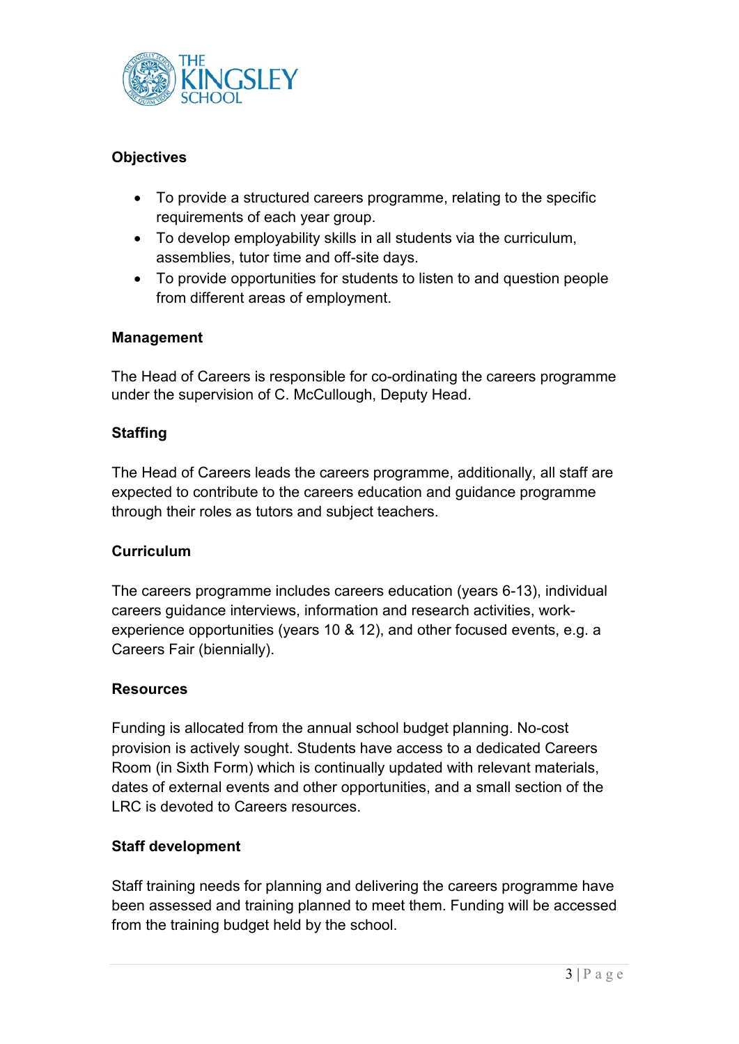### Objectives

- To provide a structured careers programme, relating to the specific requirements of each year group.
- To develop employability skills in all students via the curriculum, assemblies, tutor time and off-site days.
- To provide opportunities for students to listen to and question people from different areas of employment.

### Management

The Head of Careers is responsible for co-ordinating the careers programme under the supervision of C. McCullough, Deputy Head.

### Staffing

The Head of Careers leads the careers programme, additionally, all staff are expected to contribute to the careers education and guidance programme through their roles as tutors and subject teachers.

### Curriculum

The careers programme includes careers education (years 6-13), individual careers guidance interviews, information and research activities, work-experience opportunities (years 10 & 12), and other focused events, e.g. a Careers Fair (biennially).

### Resources

Funding is allocated from the annual school budget planning. No-cost provision is actively sought. Students have access to a dedicated Careers Room (in Sixth Form) which is continually updated with relevant materials, dates of external events and other opportunities, and a small section of the LRC is devoted to Careers resources.

### Staff development

Staff training needs for planning and delivering the careers programme have been assessed and training planned to meet them. Funding will be accessed from the training budget held by the school.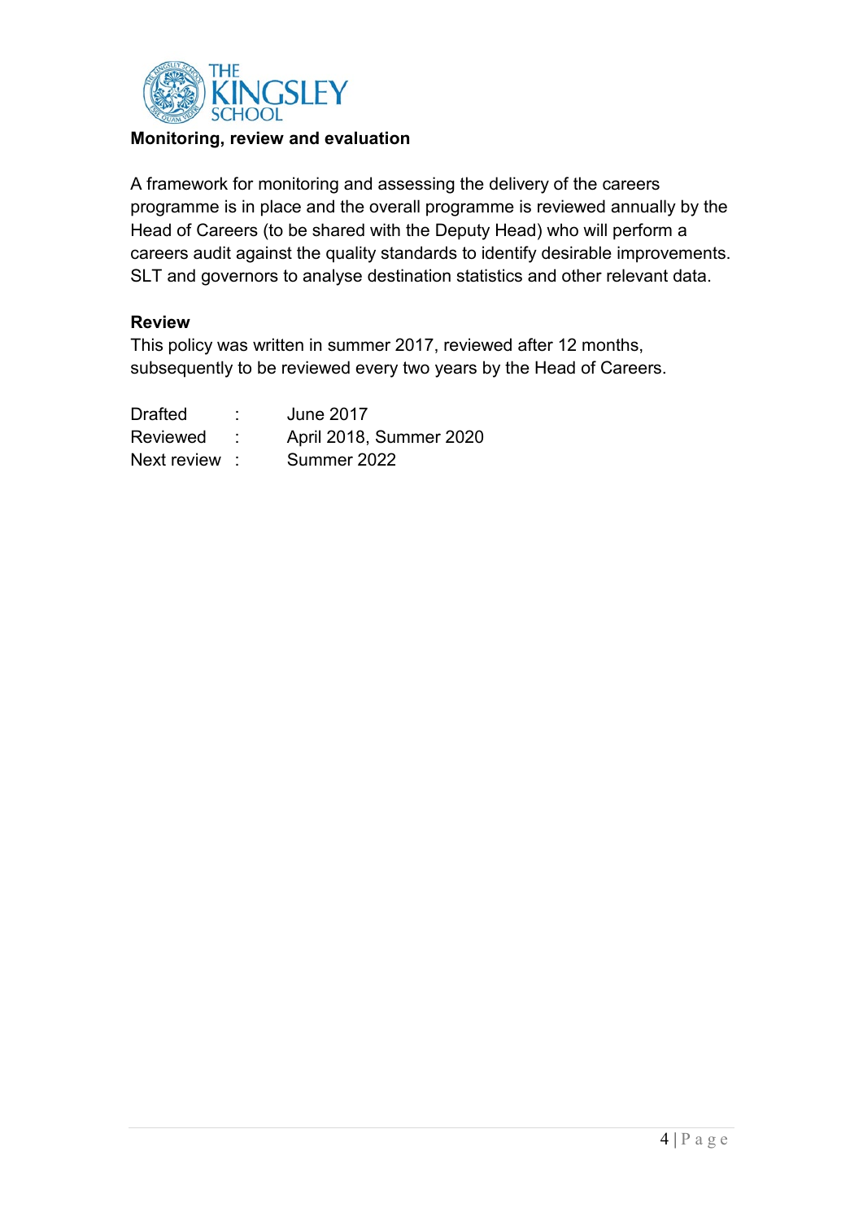**Monitoring, review and evaluation**

A framework for monitoring and assessing the delivery of the careers programme is in place and the overall programme is reviewed annually by the Head of Careers (to be shared with the Deputy Head) who will perform a careers audit against the quality standards to identify desirable improvements. SLT and governors to analyse destination statistics and other relevant data.

**Review**

This policy was written in summer 2017, reviewed after 12 months, subsequently to be reviewed every two years by the Head of Careers.

| | | |
|---|---|---|
| Drafted | : | June 2017 |
| Reviewed | : | April 2018, Summer 2020 |
| Next review | : | Summer 2022 |